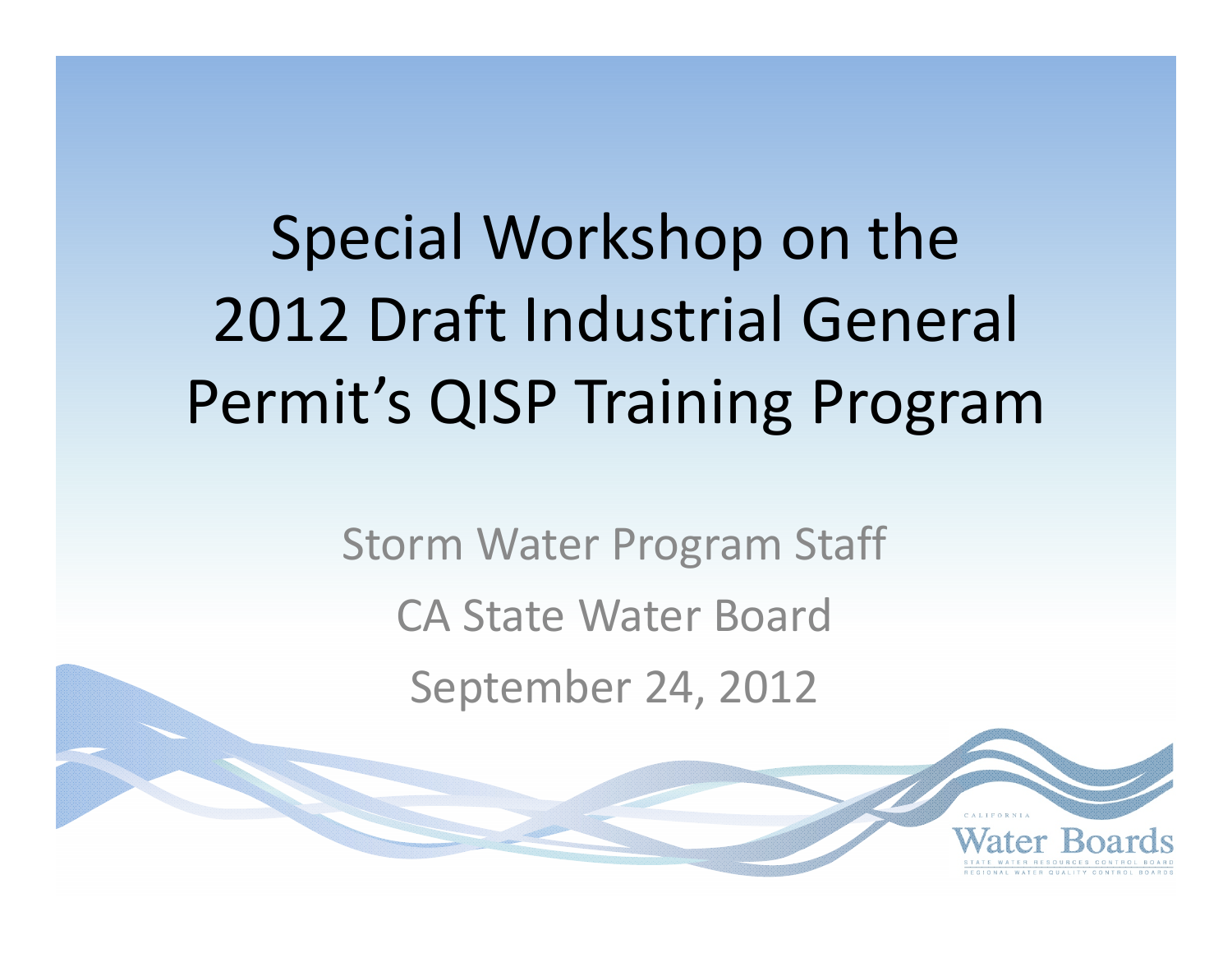# Special Workshop on the 2012 Draft Industrial General Permit's QISP Training Program

Storm Water Program Staff

CA State Water Board

September 24, 2012

CALIFORNIA
Water Boards
STATE WATER RESOURCES CONTROL BOARD
REGIONAL WATER QUALITY CONTROL BOARDS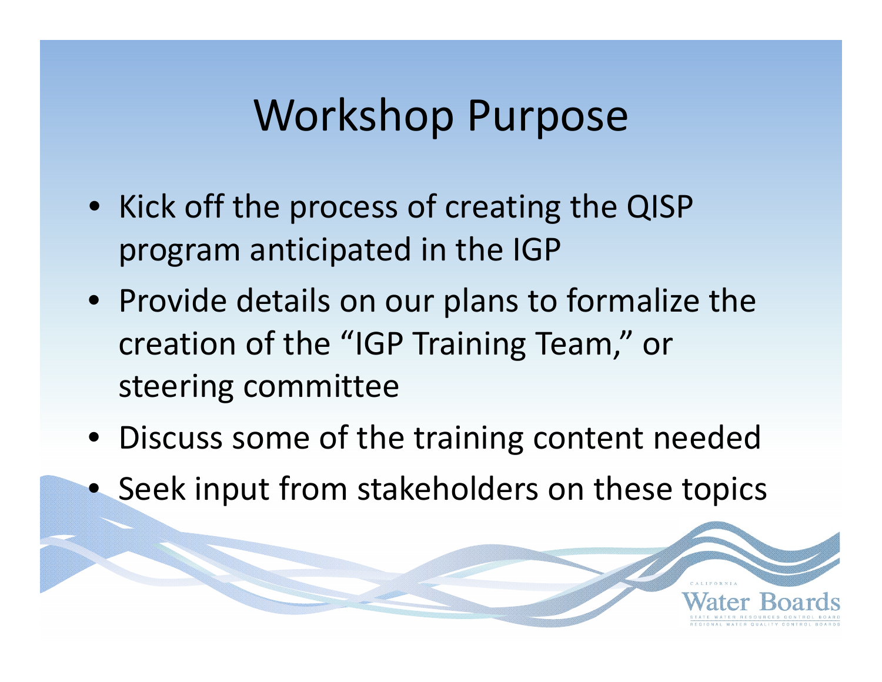# Workshop Purpose

- Kick off the process of creating the QISP program anticipated in the IGP
- Provide details on our plans to formalize the creation of the "IGP Training Team," or steering committee
- Discuss some of the training content needed
- Seek input from stakeholders on these topics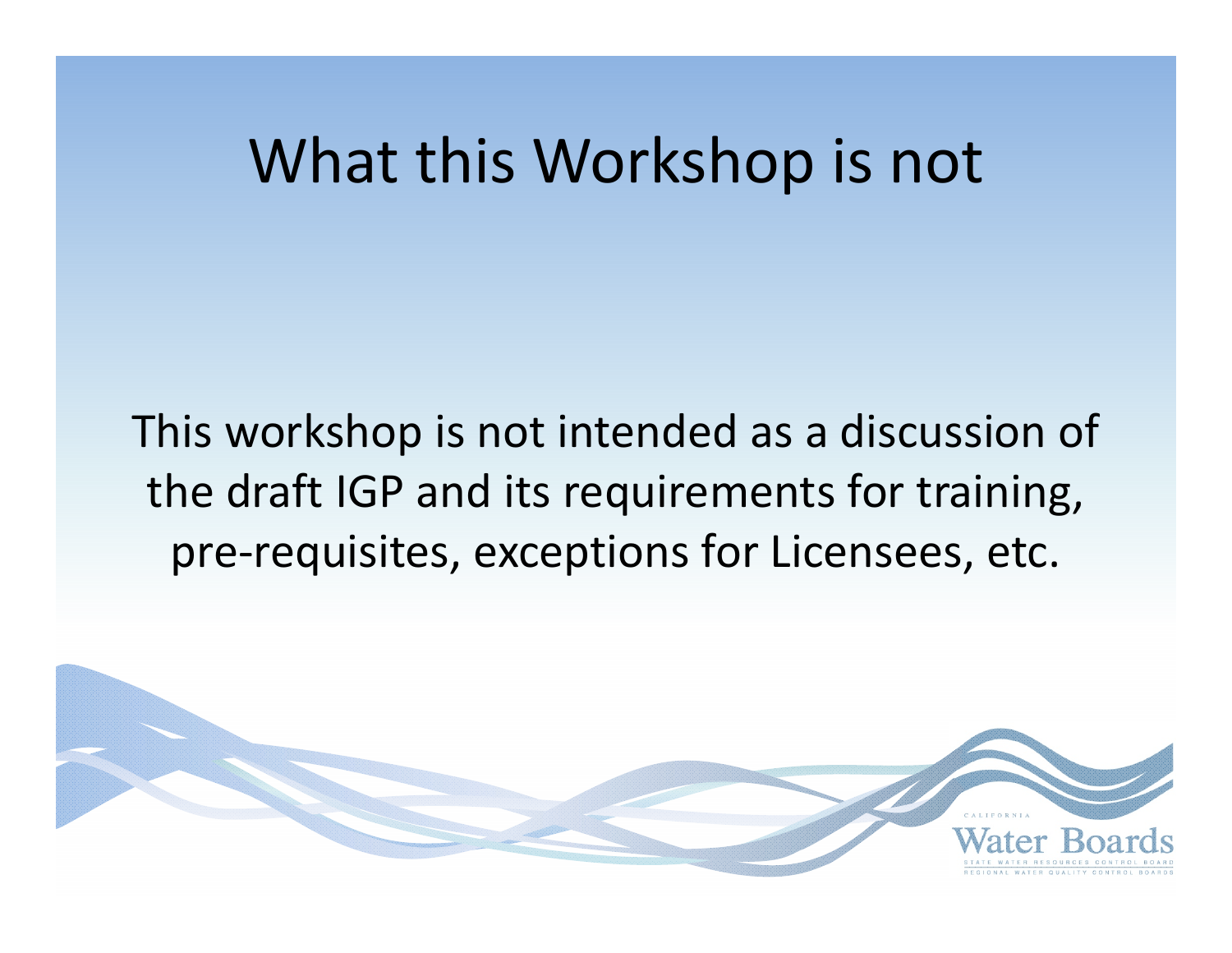# What this Workshop is not

This workshop is not intended as a discussion of the draft IGP and its requirements for training, pre-requisites, exceptions for Licensees, etc.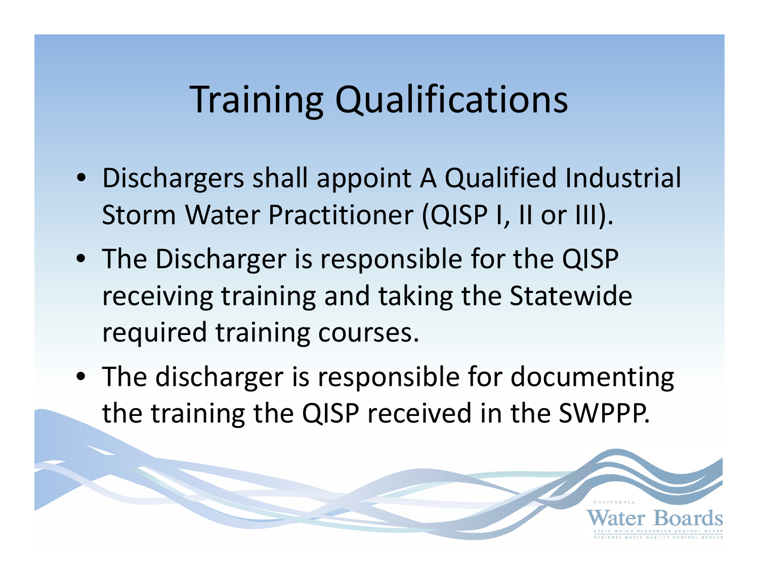# Training Qualifications

- Dischargers shall appoint A Qualified Industrial Storm Water Practitioner (QISP I, II or III).
- The Discharger is responsible for the QISP receiving training and taking the Statewide required training courses.
- The discharger is responsible for documenting the training the QISP received in the SWPPP.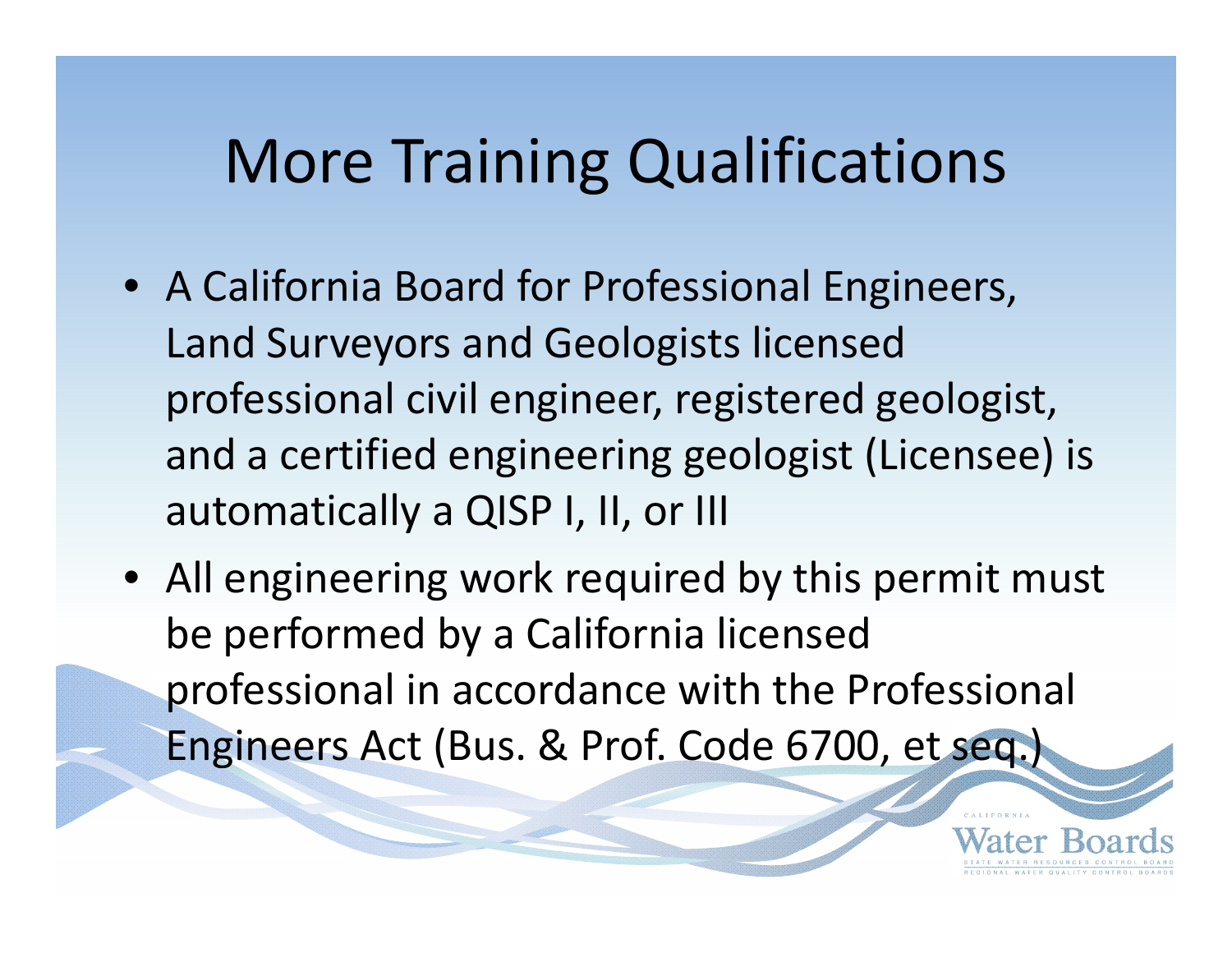# More Training Qualifications

- A California Board for Professional Engineers, Land Surveyors and Geologists licensed professional civil engineer, registered geologist, and a certified engineering geologist (Licensee) is automatically a QISP I, II, or III
- All engineering work required by this permit must be performed by a California licensed professional in accordance with the Professional Engineers Act (Bus. & Prof. Code 6700, et seq.)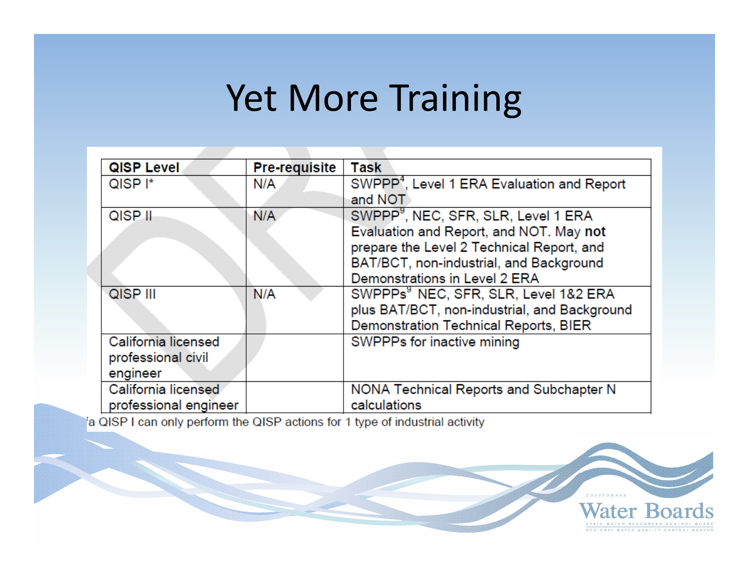# Yet More Training

| QISP Level | Pre-requisite | Task |
| --- | --- | --- |
| QISP I* | N/A | SWPPP[4], Level 1 ERA Evaluation and Report and NOT |
| QISP II | N/A | SWPPP[9], NEC, SFR, SLR, Level 1 ERA Evaluation and Report, and NOT. May **not** prepare the Level 2 Technical Report, and BAT/BCT, non-industrial, and Background Demonstrations in Level 2 ERA |
| QISP III | N/A | SWPPPs[9] NEC, SFR, SLR, Level 1&2 ERA plus BAT/BCT, non-industrial, and Background Demonstration Technical Reports, BIER |
| California licensed professional civil engineer | | SWPPPs for inactive mining |
| California licensed professional engineer | | NONA Technical Reports and Subchapter N calculations |

*a QISP I can only perform the QISP actions for 1 type of industrial activity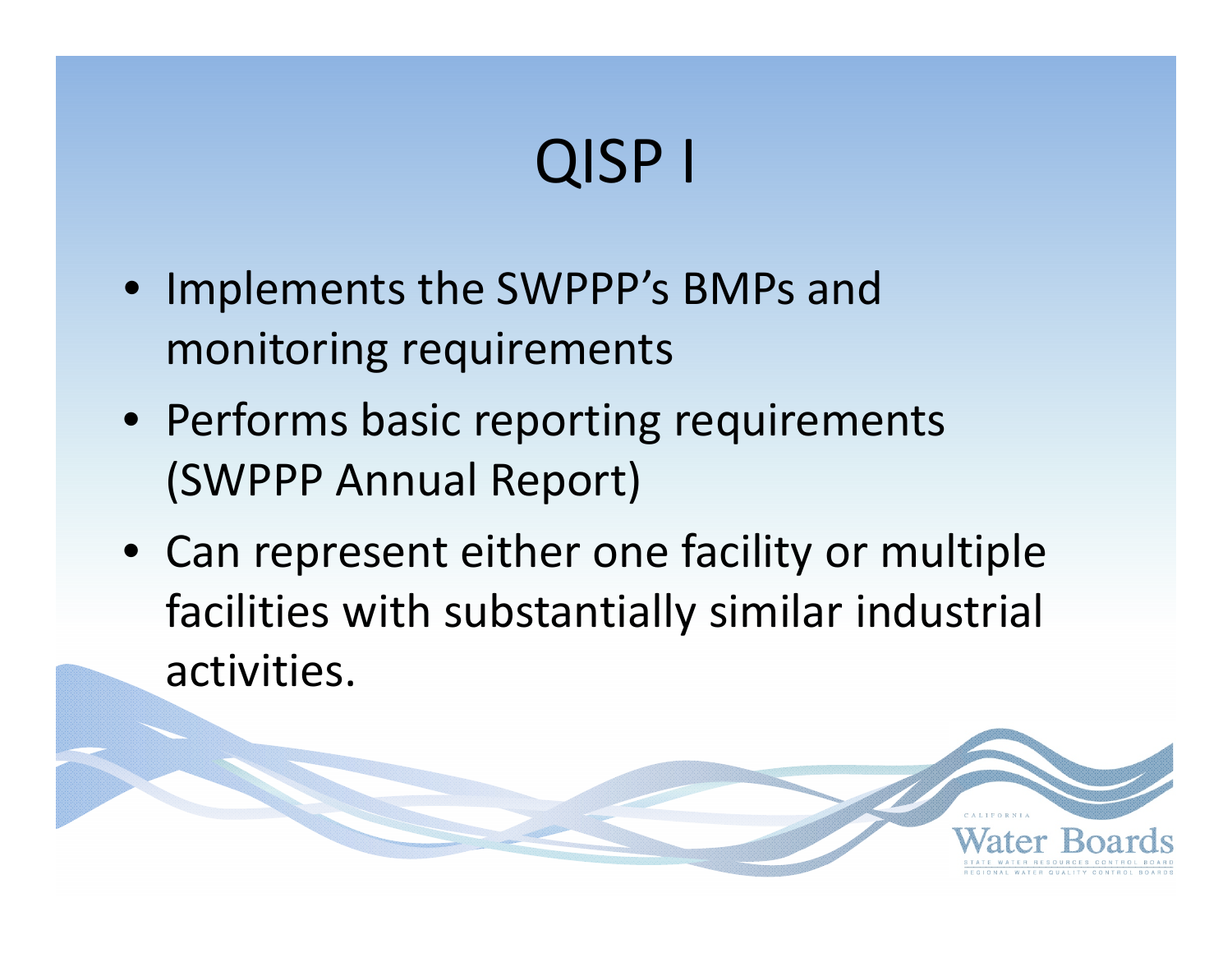# QISP I

- Implements the SWPPP's BMPs and monitoring requirements
- Performs basic reporting requirements (SWPPP Annual Report)
- Can represent either one facility or multiple facilities with substantially similar industrial activities.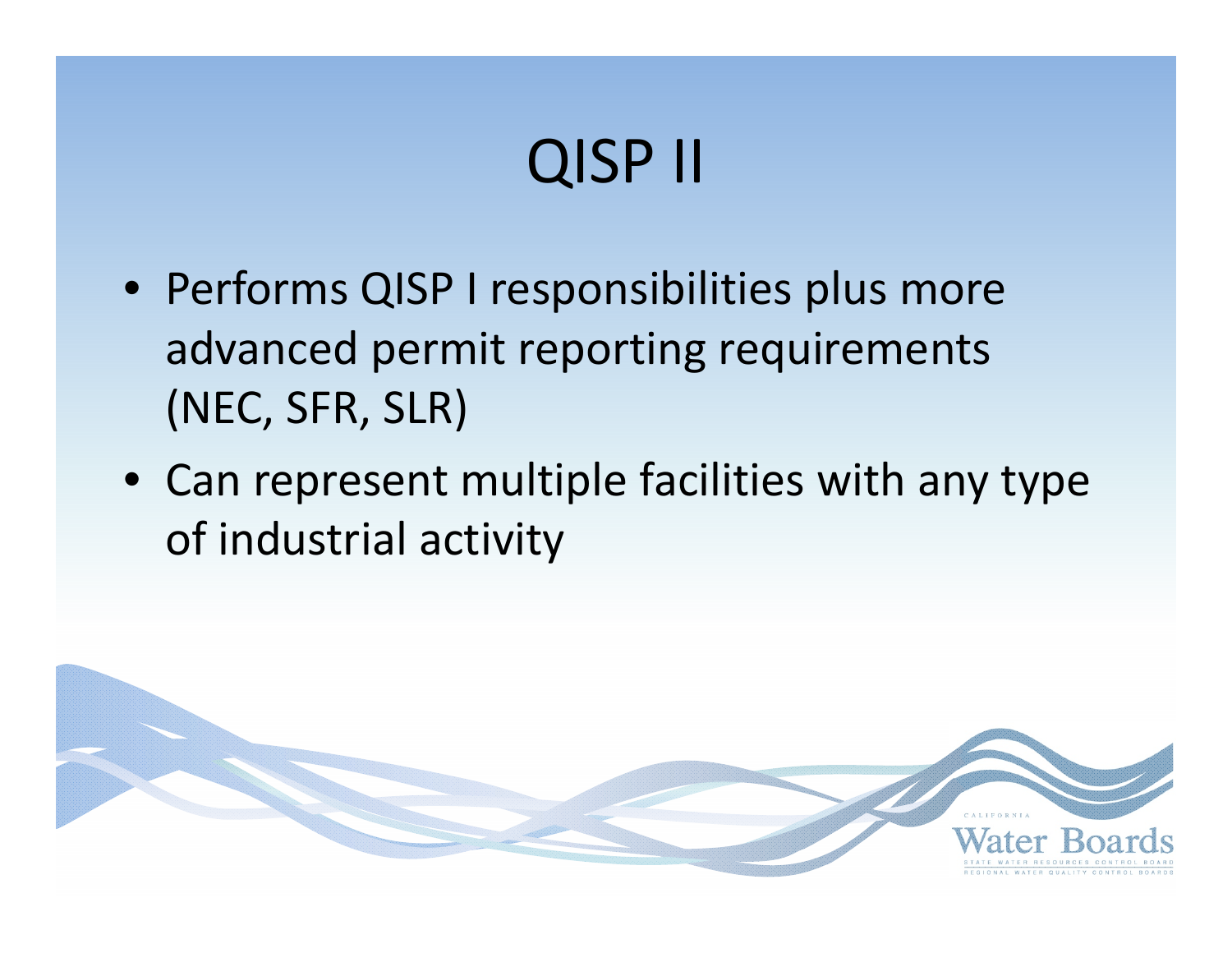# QISP II

- Performs QISP I responsibilities plus more advanced permit reporting requirements (NEC, SFR, SLR)
- Can represent multiple facilities with any type of industrial activity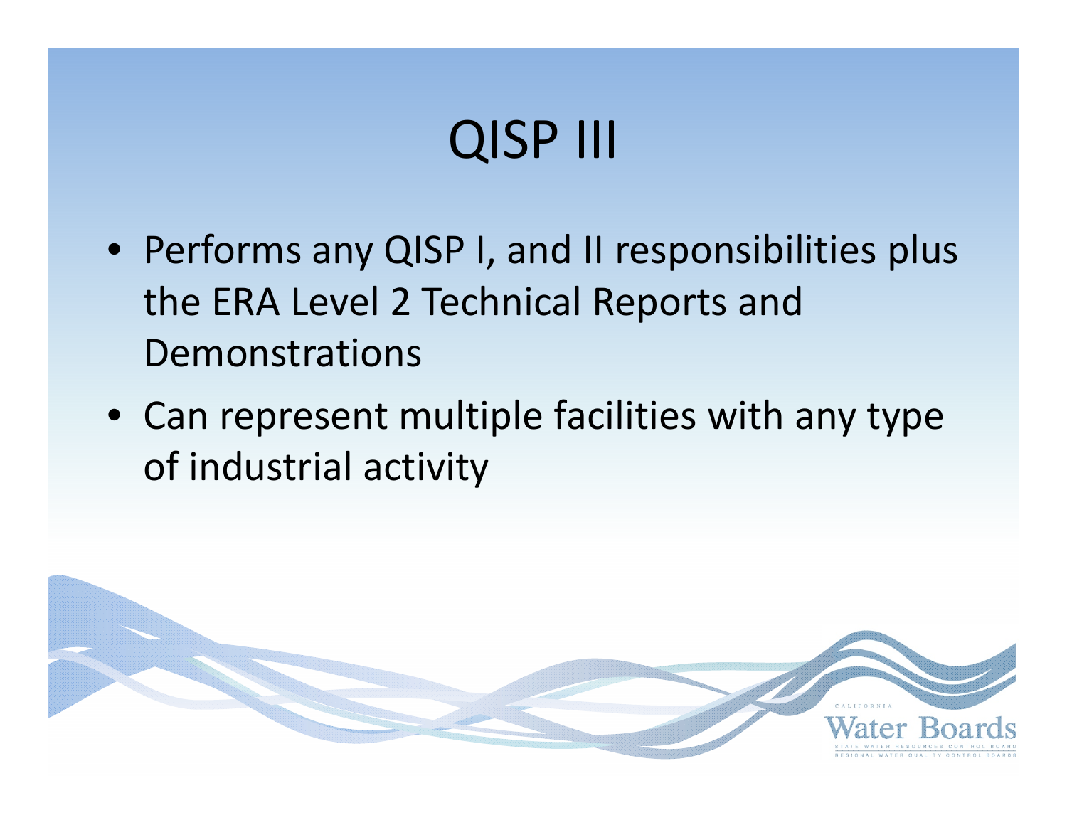# QISP III

- Performs any QISP I, and II responsibilities plus the ERA Level 2 Technical Reports and Demonstrations
- Can represent multiple facilities with any type of industrial activity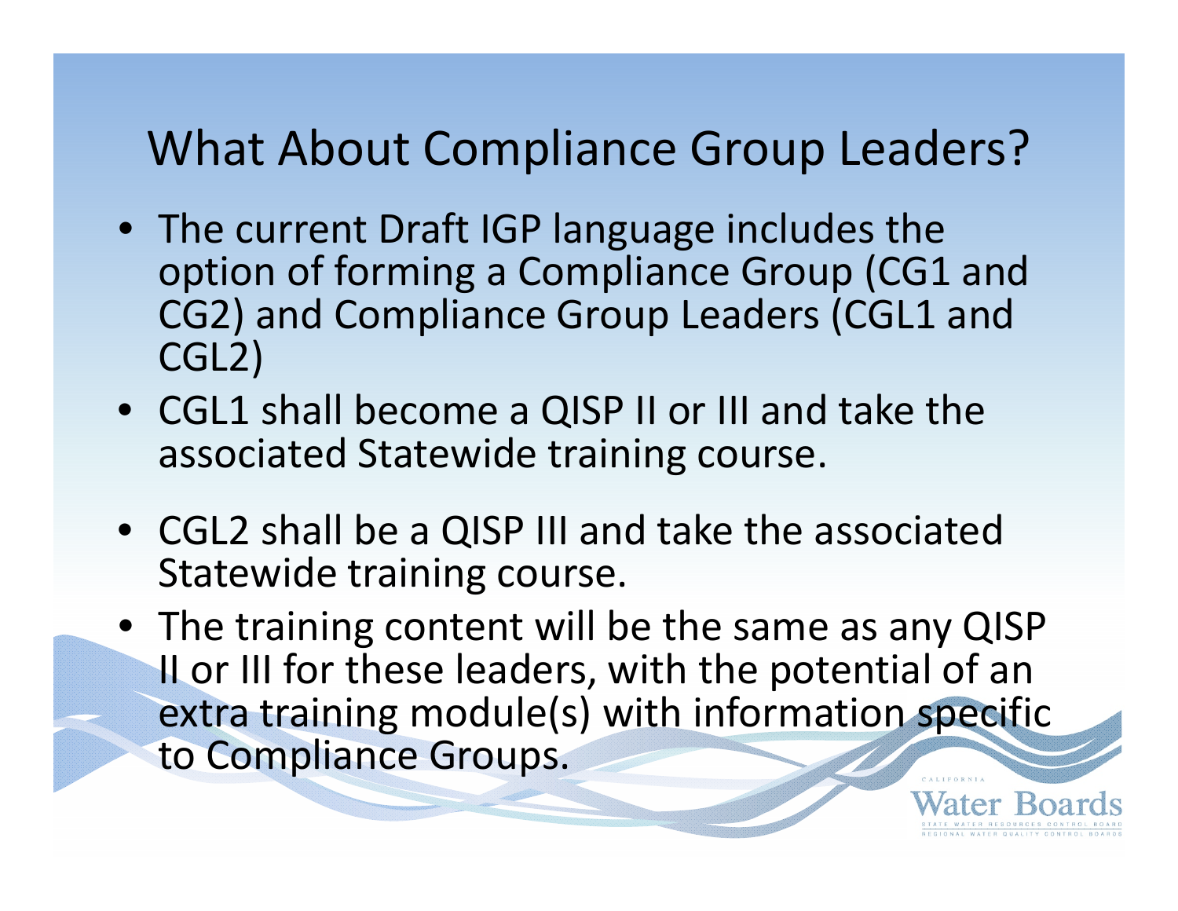# What About Compliance Group Leaders?

- The current Draft IGP language includes the option of forming a Compliance Group (CG1 and CG2) and Compliance Group Leaders (CGL1 and CGL2)
- CGL1 shall become a QISP II or III and take the associated Statewide training course.
- CGL2 shall be a QISP III and take the associated Statewide training course.
- The training content will be the same as any QISP II or III for these leaders, with the potential of an extra training module(s) with information specific to Compliance Groups.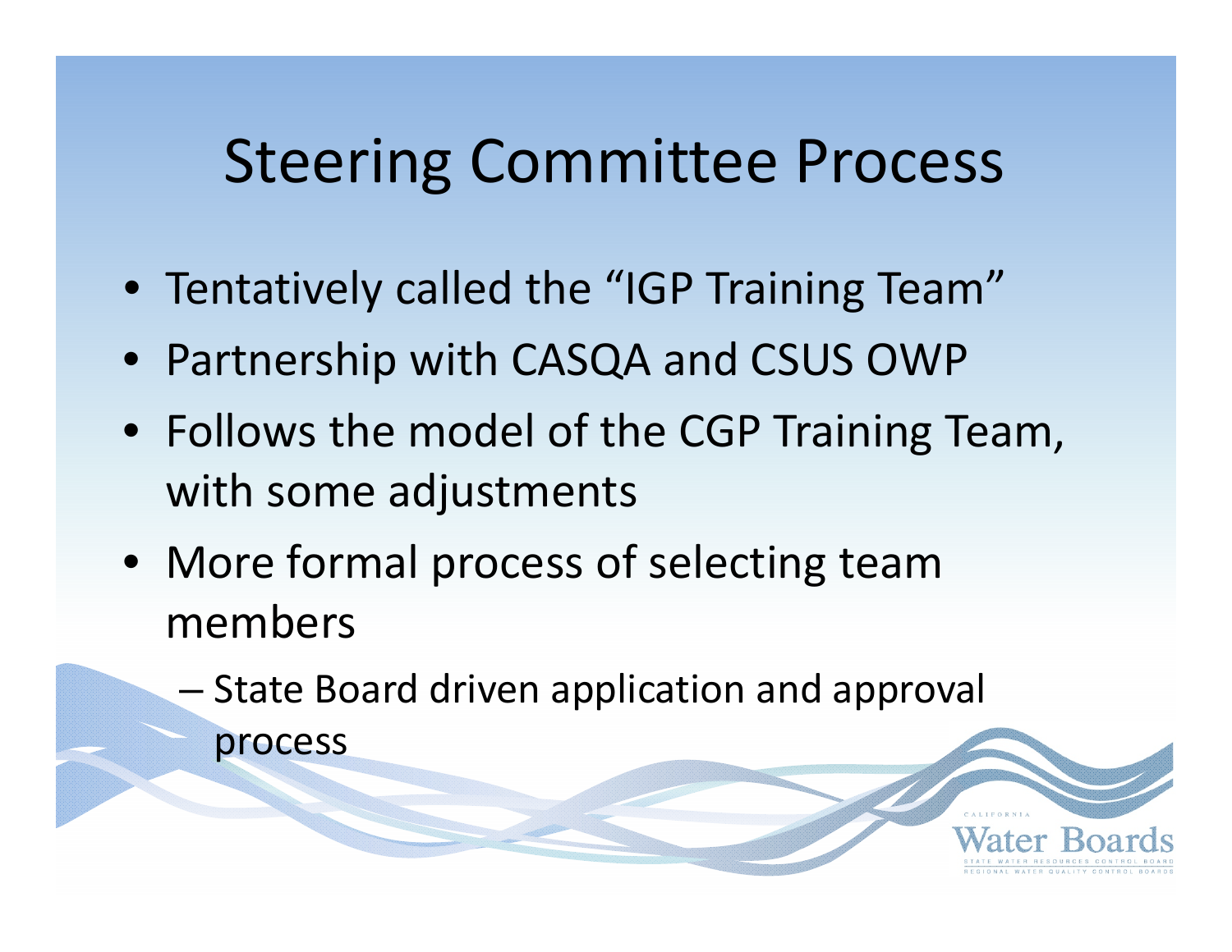# Steering Committee Process

- Tentatively called the "IGP Training Team"
- Partnership with CASQA and CSUS OWP
- Follows the model of the CGP Training Team, with some adjustments
- More formal process of selecting team members
  - State Board driven application and approval process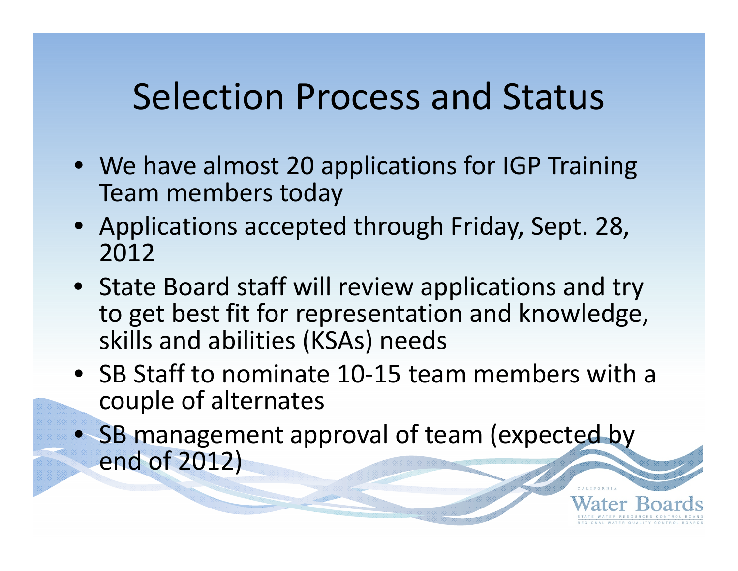# Selection Process and Status

- We have almost 20 applications for IGP Training Team members today
- Applications accepted through Friday, Sept. 28, 2012
- State Board staff will review applications and try to get best fit for representation and knowledge, skills and abilities (KSAs) needs
- SB Staff to nominate 10-15 team members with a couple of alternates
- SB management approval of team (expected by end of 2012)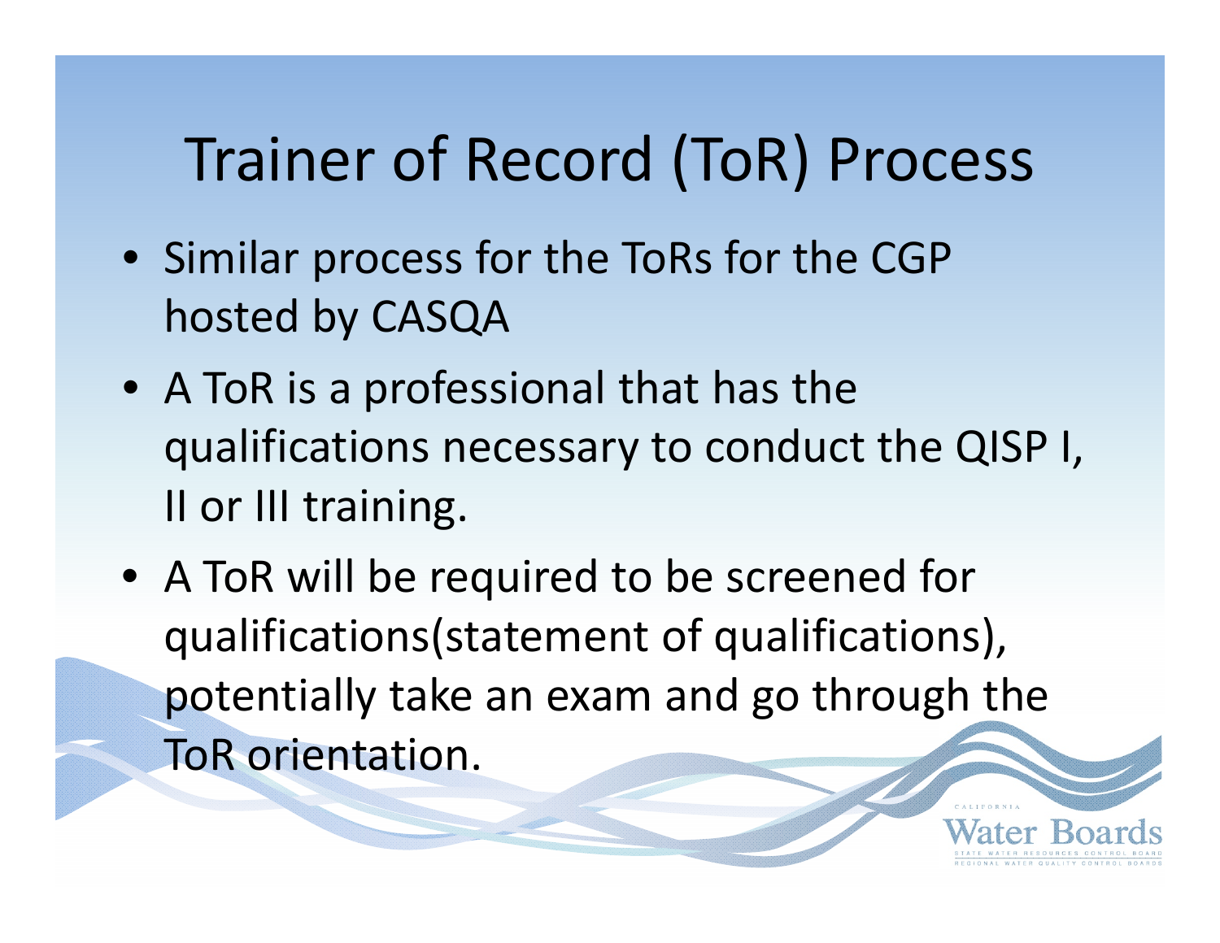# Trainer of Record (ToR) Process

- Similar process for the ToRs for the CGP hosted by CASQA
- A ToR is a professional that has the qualifications necessary to conduct the QISP I, II or III training.
- A ToR will be required to be screened for qualifications(statement of qualifications), potentially take an exam and go through the ToR orientation.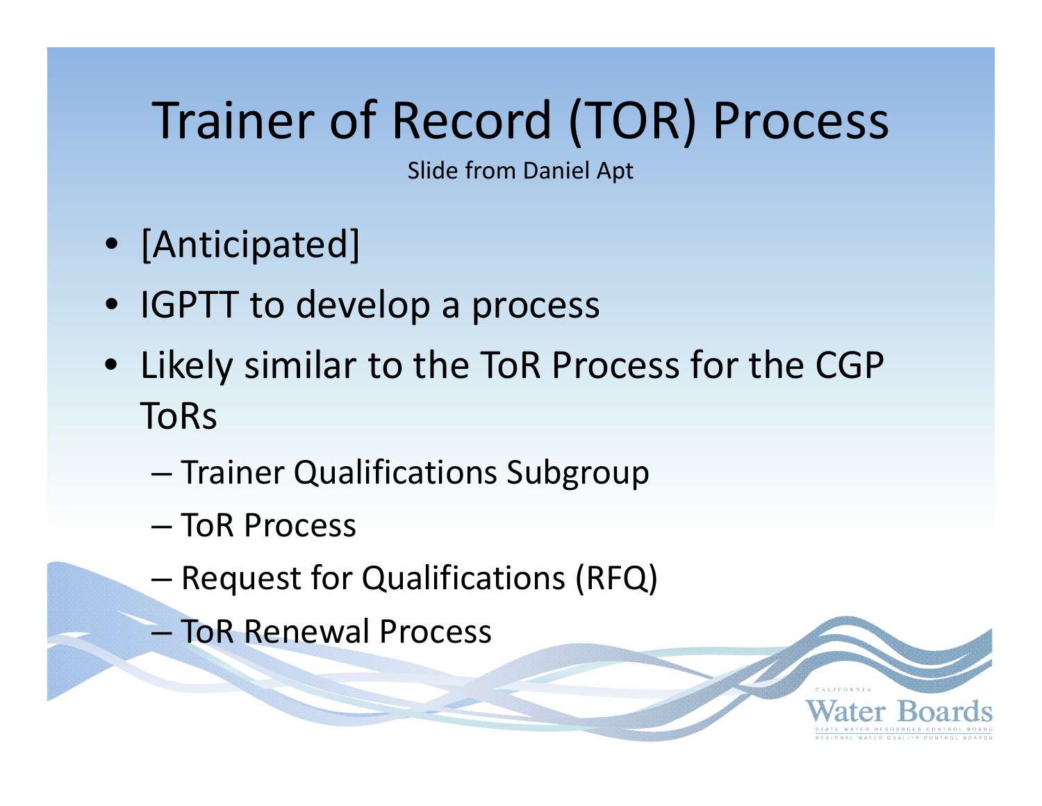# Trainer of Record (TOR) Process

Slide from Daniel Apt

- [Anticipated]
- IGPTT to develop a process
- Likely similar to the ToR Process for the CGP ToRs
  - Trainer Qualifications Subgroup
  - ToR Process
  - Request for Qualifications (RFQ)
  - ToR Renewal Process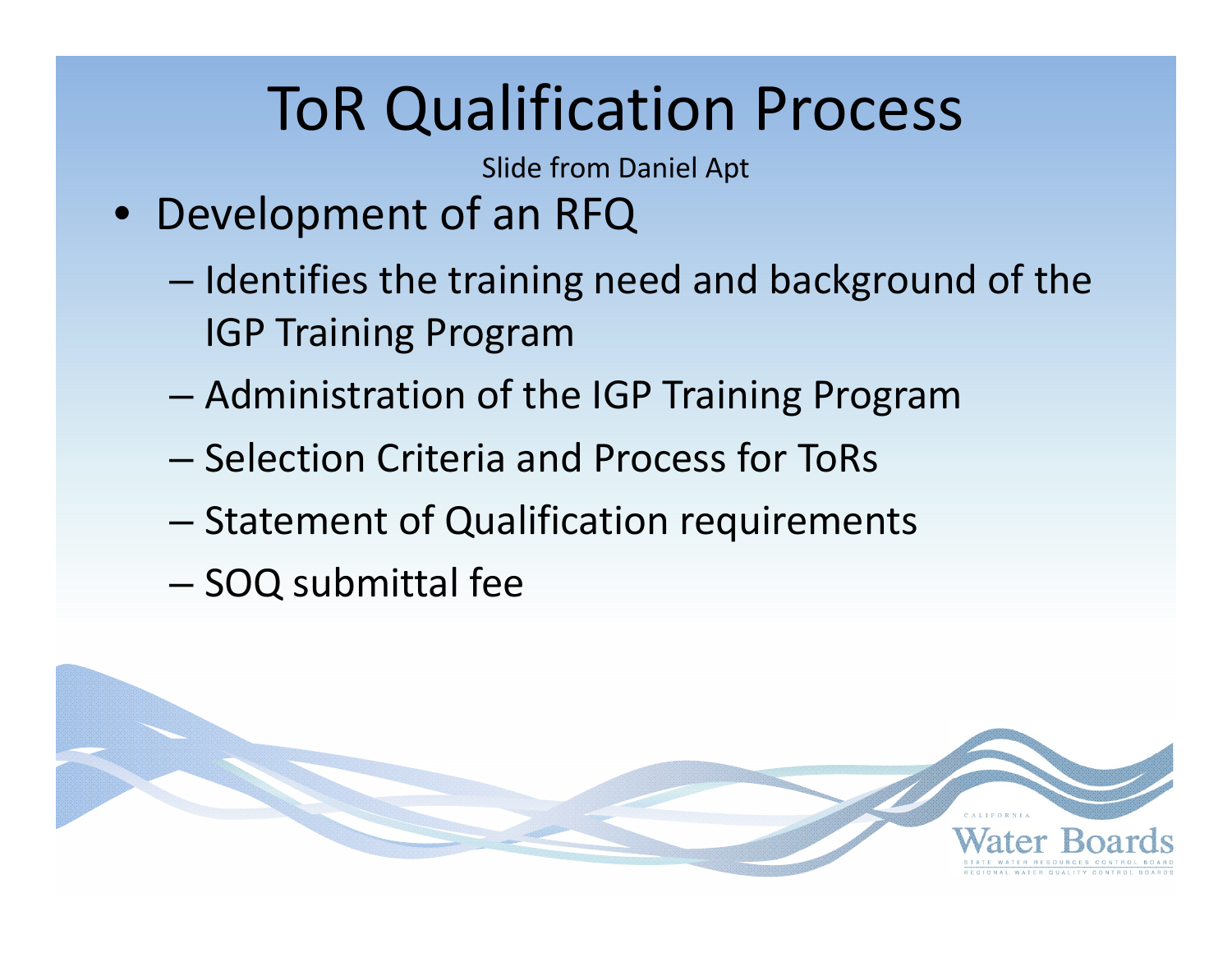# ToR Qualification Process

Slide from Daniel Apt

- Development of an RFQ
  - Identifies the training need and background of the IGP Training Program
  - Administration of the IGP Training Program
  - Selection Criteria and Process for ToRs
  - Statement of Qualification requirements
  - SOQ submittal fee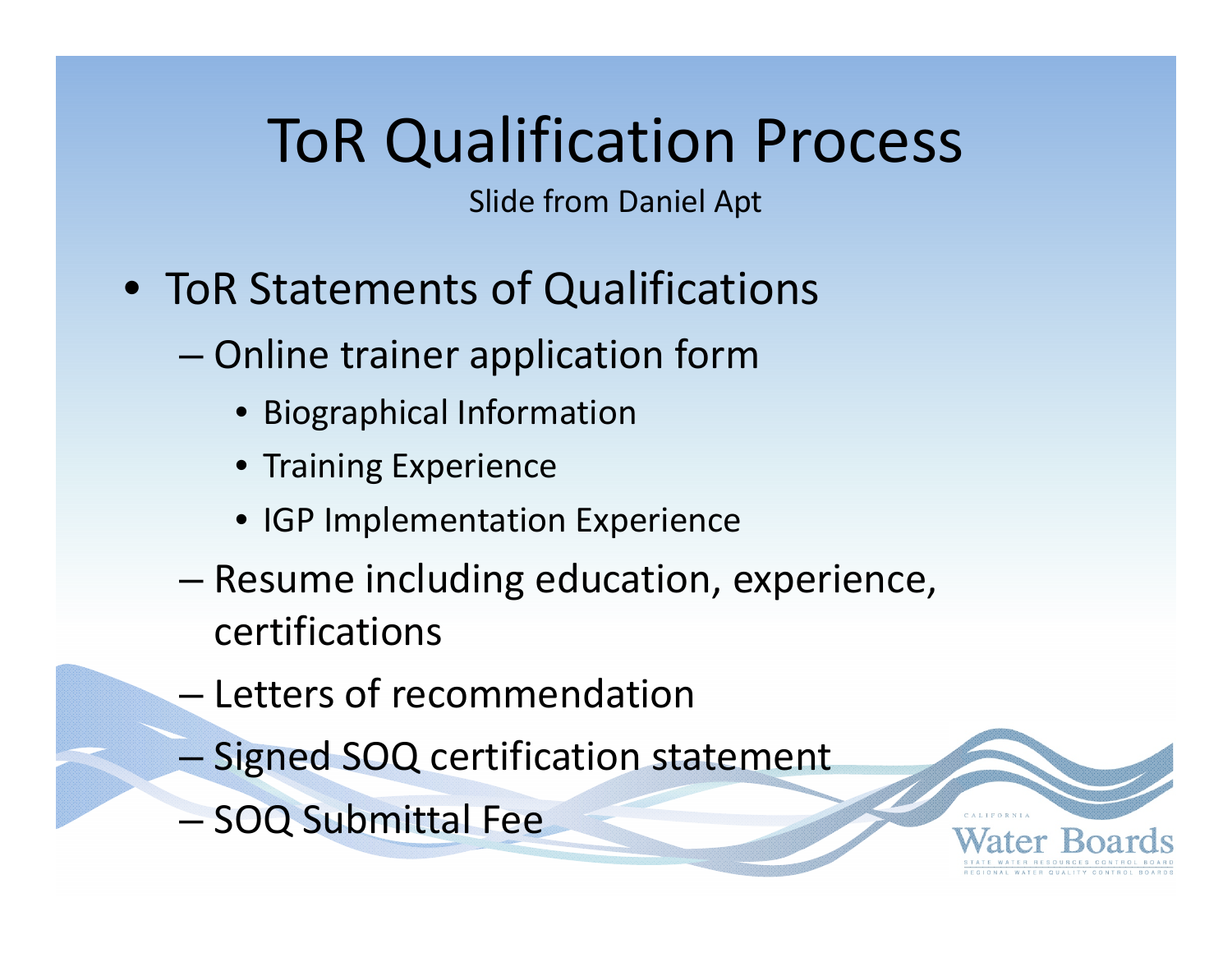# ToR Qualification Process

Slide from Daniel Apt

- ToR Statements of Qualifications
  - Online trainer application form
    - Biographical Information
    - Training Experience
    - IGP Implementation Experience
  - Resume including education, experience, certifications
  - Letters of recommendation
  - Signed SOQ certification statement
  - SOQ Submittal Fee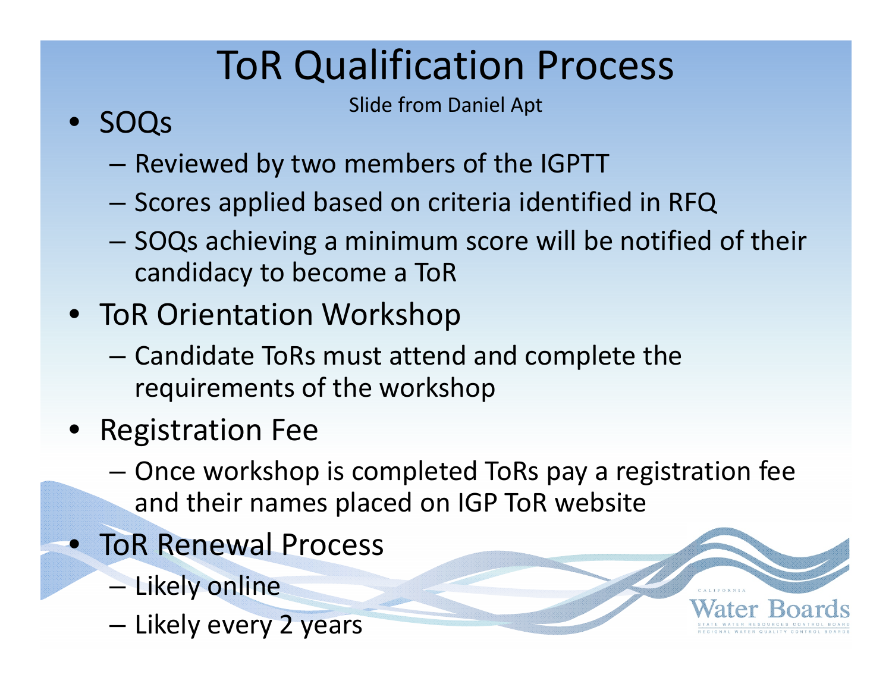# ToR Qualification Process

Slide from Daniel Apt

- SOQs
  - Reviewed by two members of the IGPTT
  - Scores applied based on criteria identified in RFQ
  - SOQs achieving a minimum score will be notified of their candidacy to become a ToR
- ToR Orientation Workshop
  - Candidate ToRs must attend and complete the requirements of the workshop
- Registration Fee
  - Once workshop is completed ToRs pay a registration fee and their names placed on IGP ToR website
- ToR Renewal Process
  - Likely online
  - Likely every 2 years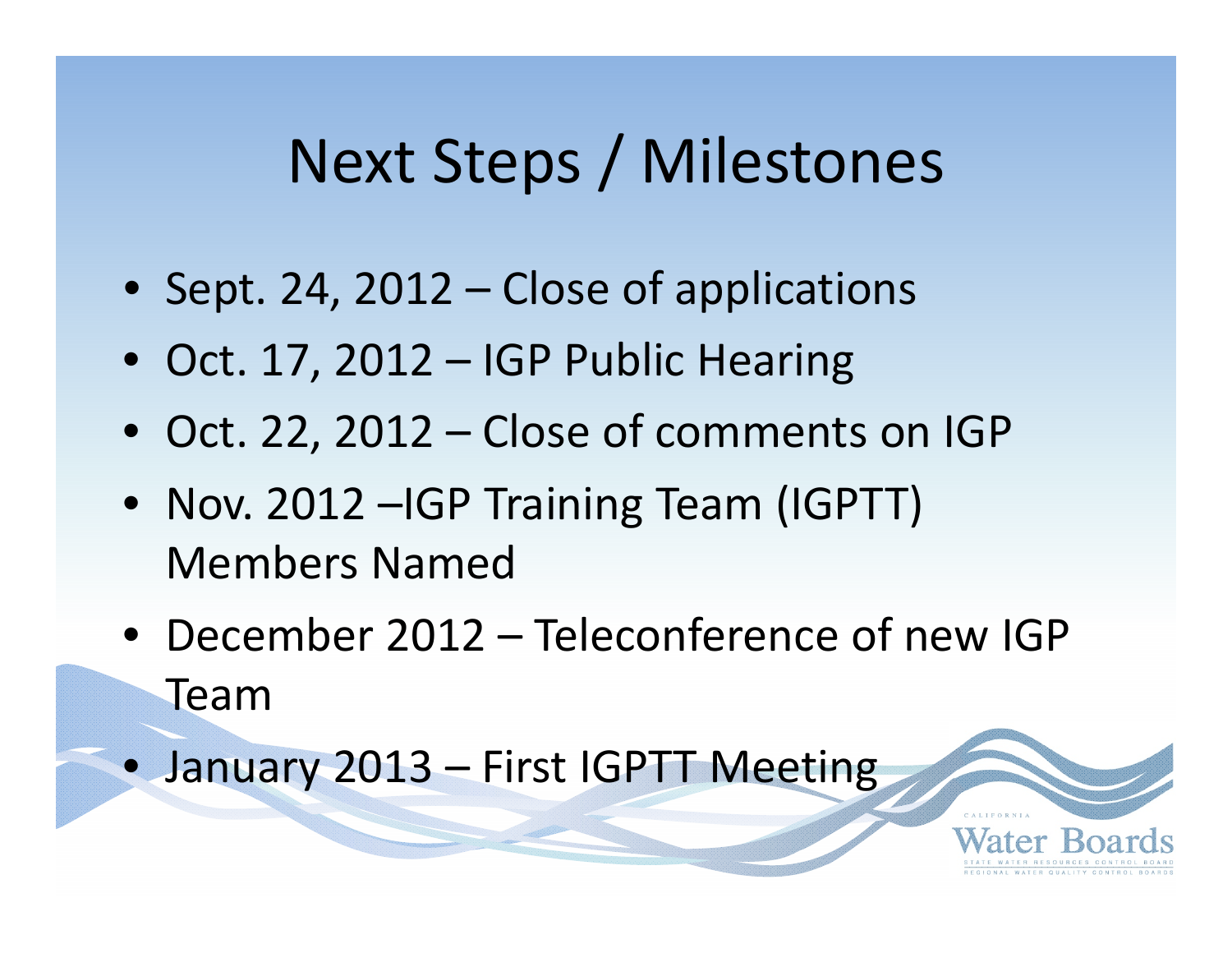# Next Steps / Milestones

- Sept. 24, 2012 – Close of applications
- Oct. 17, 2012 – IGP Public Hearing
- Oct. 22, 2012 – Close of comments on IGP
- Nov. 2012 –IGP Training Team (IGPTT) Members Named
- December 2012 – Teleconference of new IGP Team
- January 2013 – First IGPTT Meeting